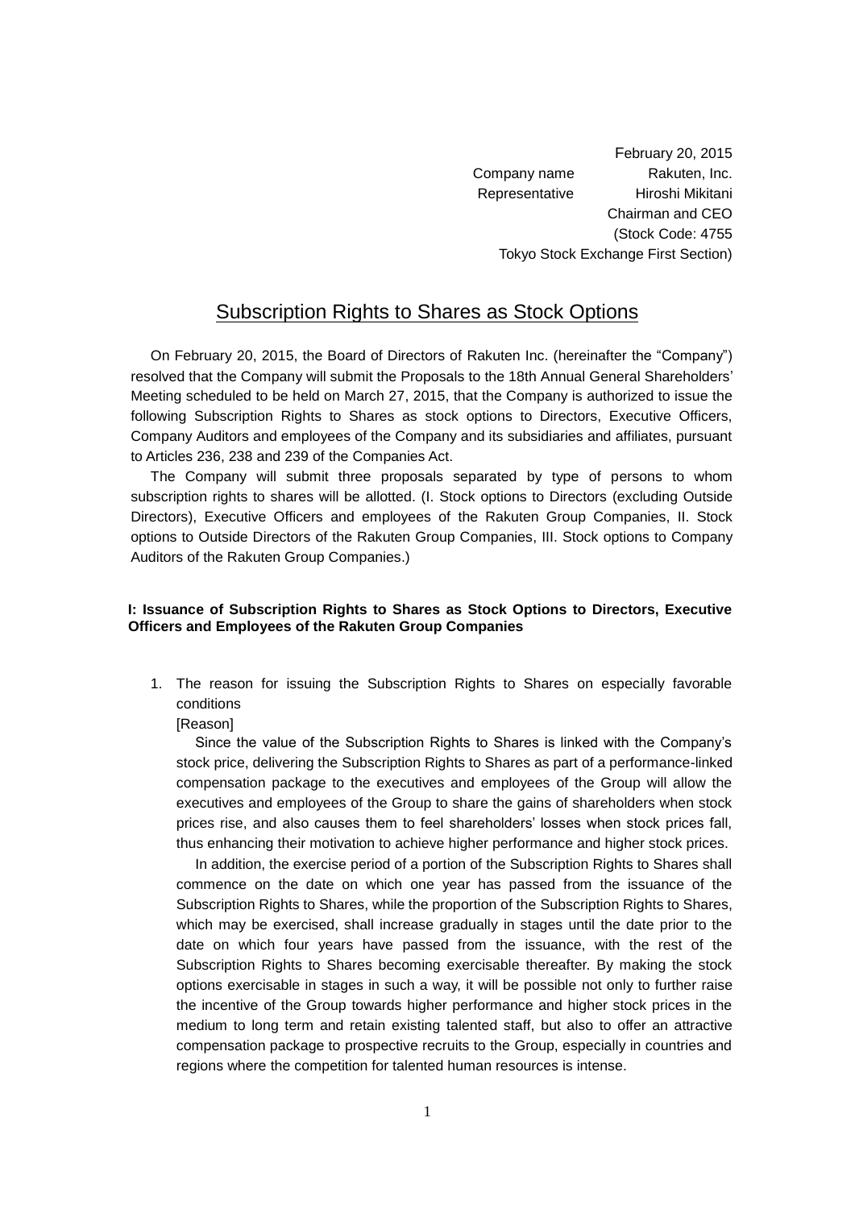February 20, 2015

Company name Rakuten, Inc.

Representative Hiroshi Mikitani

Chairman and CEO

(Stock Code: 4755

Tokyo Stock Exchange First Section)

# Subscription Rights to Shares as Stock Options

On February 20, 2015, the Board of Directors of Rakuten Inc. (hereinafter the "Company") resolved that the Company will submit the Proposals to the 18th Annual General Shareholders' Meeting scheduled to be held on March 27, 2015, that the Company is authorized to issue the following Subscription Rights to Shares as stock options to Directors, Executive Officers, Company Auditors and employees of the Company and its subsidiaries and affiliates, pursuant to Articles 236, 238 and 239 of the Companies Act.

The Company will submit three proposals separated by type of persons to whom subscription rights to shares will be allotted. (I. Stock options to Directors (excluding Outside Directors), Executive Officers and employees of the Rakuten Group Companies, II. Stock options to Outside Directors of the Rakuten Group Companies, III. Stock options to Company Auditors of the Rakuten Group Companies.)

**I: Issuance of Subscription Rights to Shares as Stock Options to Directors, Executive Officers and Employees of the Rakuten Group Companies**

1. The reason for issuing the Subscription Rights to Shares on especially favorable conditions

   [Reason]

   Since the value of the Subscription Rights to Shares is linked with the Company's stock price, delivering the Subscription Rights to Shares as part of a performance-linked compensation package to the executives and employees of the Group will allow the executives and employees of the Group to share the gains of shareholders when stock prices rise, and also causes them to feel shareholders' losses when stock prices fall, thus enhancing their motivation to achieve higher performance and higher stock prices.

   In addition, the exercise period of a portion of the Subscription Rights to Shares shall commence on the date on which one year has passed from the issuance of the Subscription Rights to Shares, while the proportion of the Subscription Rights to Shares, which may be exercised, shall increase gradually in stages until the date prior to the date on which four years have passed from the issuance, with the rest of the Subscription Rights to Shares becoming exercisable thereafter. By making the stock options exercisable in stages in such a way, it will be possible not only to further raise the incentive of the Group towards higher performance and higher stock prices in the medium to long term and retain existing talented staff, but also to offer an attractive compensation package to prospective recruits to the Group, especially in countries and regions where the competition for talented human resources is intense.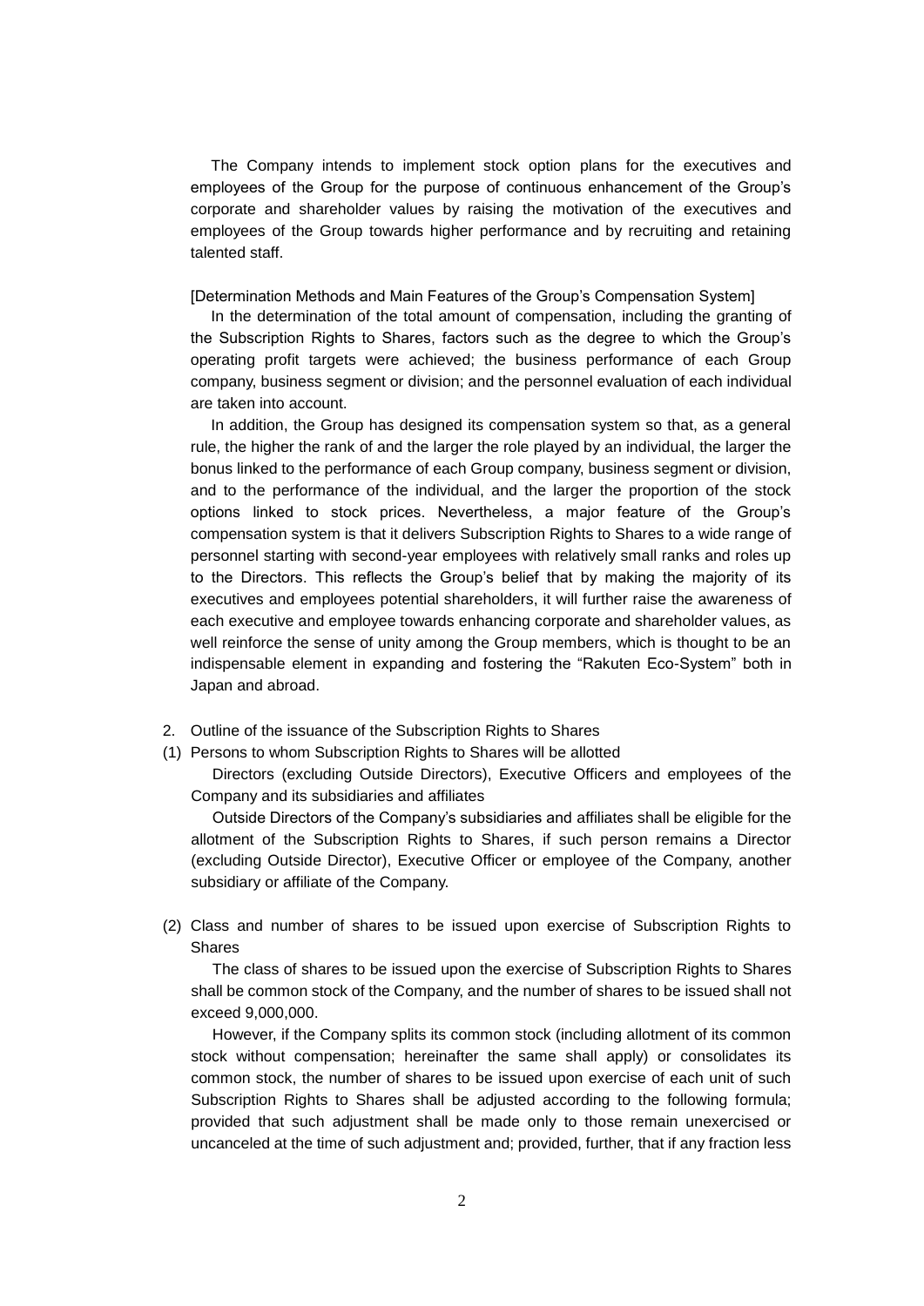The Company intends to implement stock option plans for the executives and employees of the Group for the purpose of continuous enhancement of the Group's corporate and shareholder values by raising the motivation of the executives and employees of the Group towards higher performance and by recruiting and retaining talented staff.

[Determination Methods and Main Features of the Group's Compensation System]

In the determination of the total amount of compensation, including the granting of the Subscription Rights to Shares, factors such as the degree to which the Group's operating profit targets were achieved; the business performance of each Group company, business segment or division; and the personnel evaluation of each individual are taken into account.

In addition, the Group has designed its compensation system so that, as a general rule, the higher the rank of and the larger the role played by an individual, the larger the bonus linked to the performance of each Group company, business segment or division, and to the performance of the individual, and the larger the proportion of the stock options linked to stock prices. Nevertheless, a major feature of the Group's compensation system is that it delivers Subscription Rights to Shares to a wide range of personnel starting with second-year employees with relatively small ranks and roles up to the Directors. This reflects the Group's belief that by making the majority of its executives and employees potential shareholders, it will further raise the awareness of each executive and employee towards enhancing corporate and shareholder values, as well reinforce the sense of unity among the Group members, which is thought to be an indispensable element in expanding and fostering the "Rakuten Eco-System" both in Japan and abroad.

2. Outline of the issuance of the Subscription Rights to Shares

(1) Persons to whom Subscription Rights to Shares will be allotted

Directors (excluding Outside Directors), Executive Officers and employees of the Company and its subsidiaries and affiliates

Outside Directors of the Company's subsidiaries and affiliates shall be eligible for the allotment of the Subscription Rights to Shares, if such person remains a Director (excluding Outside Director), Executive Officer or employee of the Company, another subsidiary or affiliate of the Company.

(2) Class and number of shares to be issued upon exercise of Subscription Rights to Shares

The class of shares to be issued upon the exercise of Subscription Rights to Shares shall be common stock of the Company, and the number of shares to be issued shall not exceed 9,000,000.

However, if the Company splits its common stock (including allotment of its common stock without compensation; hereinafter the same shall apply) or consolidates its common stock, the number of shares to be issued upon exercise of each unit of such Subscription Rights to Shares shall be adjusted according to the following formula; provided that such adjustment shall be made only to those remain unexercised or uncanceled at the time of such adjustment and; provided, further, that if any fraction less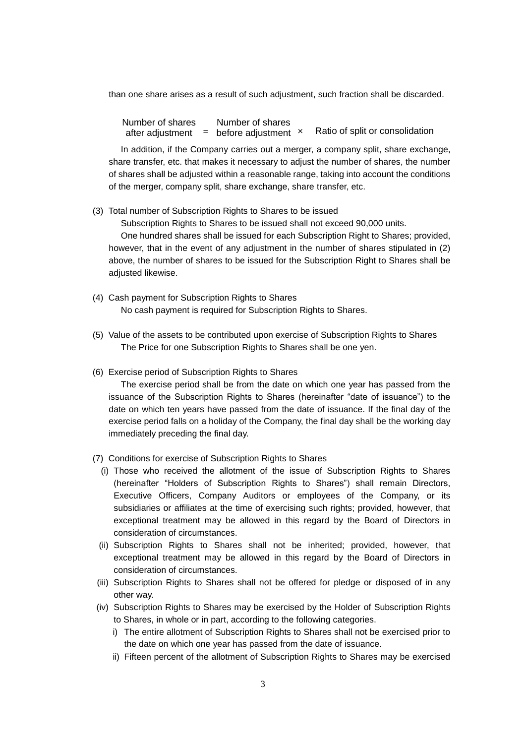than one share arises as a result of such adjustment, such fraction shall be discarded.

$$\text{Number of shares after adjustment} = \text{Number of shares before adjustment} \times \text{Ratio of split or consolidation}$$

In addition, if the Company carries out a merger, a company split, share exchange, share transfer, etc. that makes it necessary to adjust the number of shares, the number of shares shall be adjusted within a reasonable range, taking into account the conditions of the merger, company split, share exchange, share transfer, etc.

(3) Total number of Subscription Rights to Shares to be issued

Subscription Rights to Shares to be issued shall not exceed 90,000 units.

One hundred shares shall be issued for each Subscription Right to Shares; provided, however, that in the event of any adjustment in the number of shares stipulated in (2) above, the number of shares to be issued for the Subscription Right to Shares shall be adjusted likewise.

(4) Cash payment for Subscription Rights to Shares

No cash payment is required for Subscription Rights to Shares.

(5) Value of the assets to be contributed upon exercise of Subscription Rights to Shares

The Price for one Subscription Rights to Shares shall be one yen.

(6) Exercise period of Subscription Rights to Shares

The exercise period shall be from the date on which one year has passed from the issuance of the Subscription Rights to Shares (hereinafter "date of issuance") to the date on which ten years have passed from the date of issuance. If the final day of the exercise period falls on a holiday of the Company, the final day shall be the working day immediately preceding the final day.

(7) Conditions for exercise of Subscription Rights to Shares

(i) Those who received the allotment of the issue of Subscription Rights to Shares (hereinafter "Holders of Subscription Rights to Shares") shall remain Directors, Executive Officers, Company Auditors or employees of the Company, or its subsidiaries or affiliates at the time of exercising such rights; provided, however, that exceptional treatment may be allowed in this regard by the Board of Directors in consideration of circumstances.

(ii) Subscription Rights to Shares shall not be inherited; provided, however, that exceptional treatment may be allowed in this regard by the Board of Directors in consideration of circumstances.

(iii) Subscription Rights to Shares shall not be offered for pledge or disposed of in any other way.

(iv) Subscription Rights to Shares may be exercised by the Holder of Subscription Rights to Shares, in whole or in part, according to the following categories.

i) The entire allotment of Subscription Rights to Shares shall not be exercised prior to the date on which one year has passed from the date of issuance.

ii) Fifteen percent of the allotment of Subscription Rights to Shares may be exercised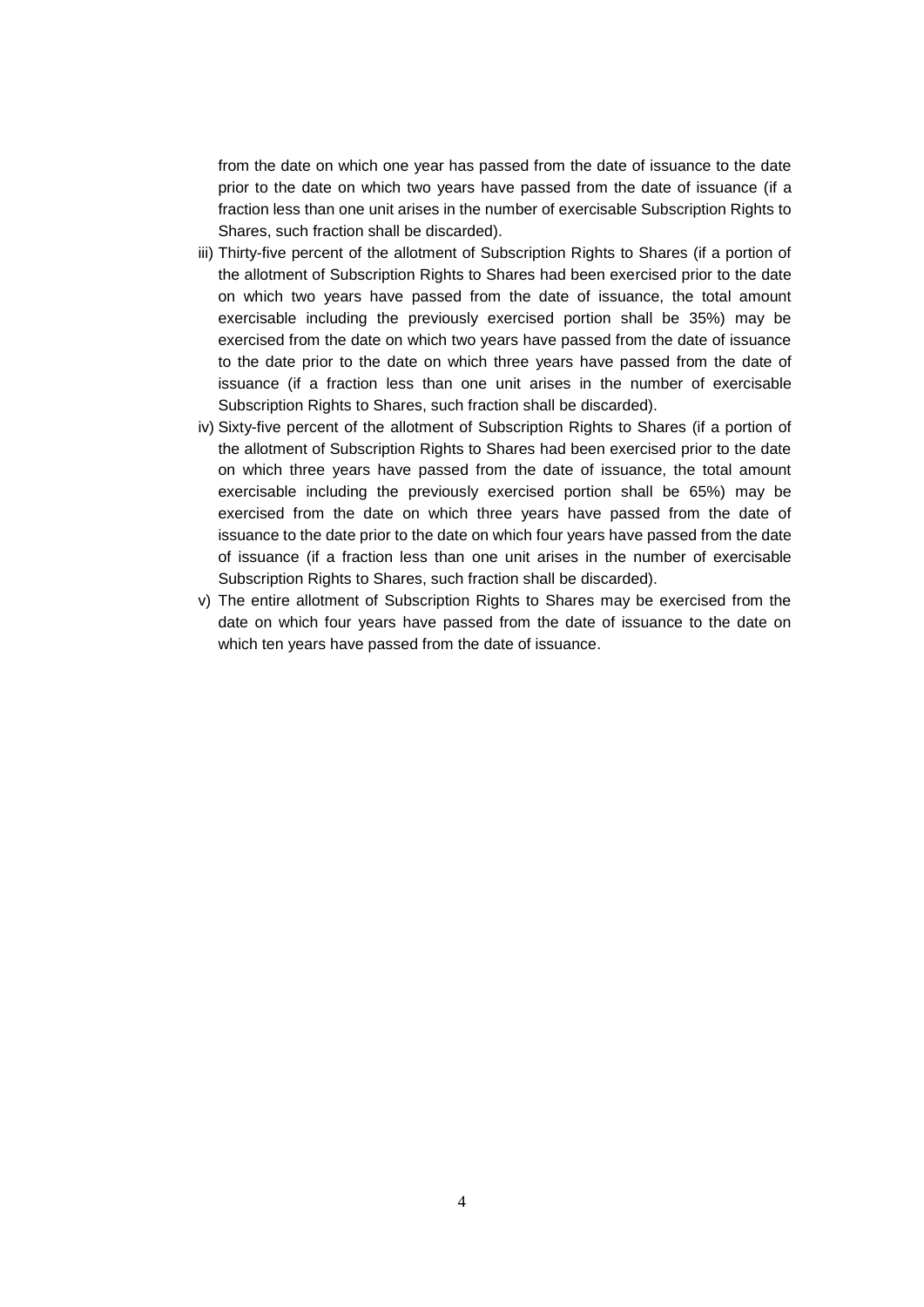from the date on which one year has passed from the date of issuance to the date prior to the date on which two years have passed from the date of issuance (if a fraction less than one unit arises in the number of exercisable Subscription Rights to Shares, such fraction shall be discarded).

iii) Thirty-five percent of the allotment of Subscription Rights to Shares (if a portion of the allotment of Subscription Rights to Shares had been exercised prior to the date on which two years have passed from the date of issuance, the total amount exercisable including the previously exercised portion shall be 35%) may be exercised from the date on which two years have passed from the date of issuance to the date prior to the date on which three years have passed from the date of issuance (if a fraction less than one unit arises in the number of exercisable Subscription Rights to Shares, such fraction shall be discarded).

iv) Sixty-five percent of the allotment of Subscription Rights to Shares (if a portion of the allotment of Subscription Rights to Shares had been exercised prior to the date on which three years have passed from the date of issuance, the total amount exercisable including the previously exercised portion shall be 65%) may be exercised from the date on which three years have passed from the date of issuance to the date prior to the date on which four years have passed from the date of issuance (if a fraction less than one unit arises in the number of exercisable Subscription Rights to Shares, such fraction shall be discarded).

v) The entire allotment of Subscription Rights to Shares may be exercised from the date on which four years have passed from the date of issuance to the date on which ten years have passed from the date of issuance.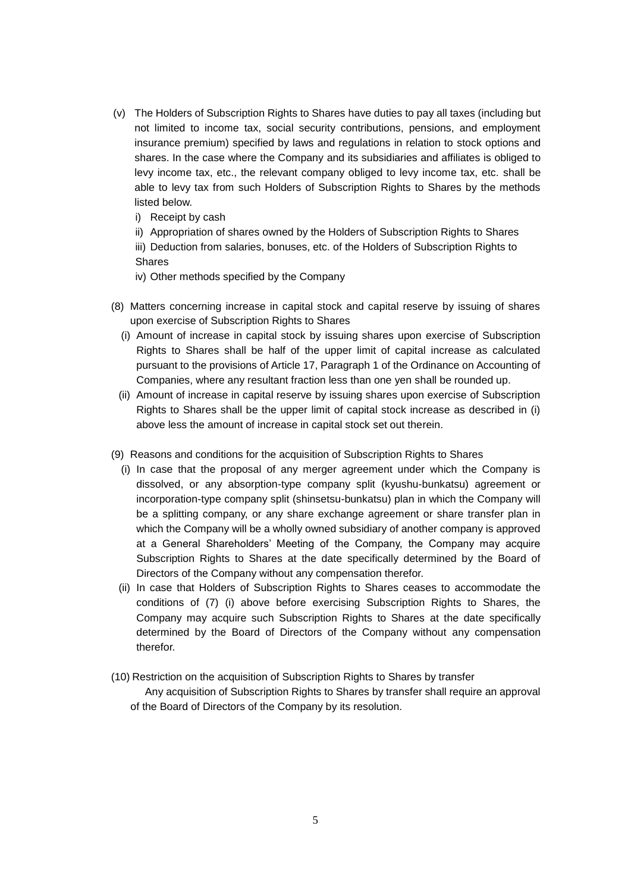(v) The Holders of Subscription Rights to Shares have duties to pay all taxes (including but not limited to income tax, social security contributions, pensions, and employment insurance premium) specified by laws and regulations in relation to stock options and shares. In the case where the Company and its subsidiaries and affiliates is obliged to levy income tax, etc., the relevant company obliged to levy income tax, etc. shall be able to levy tax from such Holders of Subscription Rights to Shares by the methods listed below.

i) Receipt by cash

ii) Appropriation of shares owned by the Holders of Subscription Rights to Shares

iii) Deduction from salaries, bonuses, etc. of the Holders of Subscription Rights to Shares

iv) Other methods specified by the Company

(8) Matters concerning increase in capital stock and capital reserve by issuing of shares upon exercise of Subscription Rights to Shares

(i) Amount of increase in capital stock by issuing shares upon exercise of Subscription Rights to Shares shall be half of the upper limit of capital increase as calculated pursuant to the provisions of Article 17, Paragraph 1 of the Ordinance on Accounting of Companies, where any resultant fraction less than one yen shall be rounded up.

(ii) Amount of increase in capital reserve by issuing shares upon exercise of Subscription Rights to Shares shall be the upper limit of capital stock increase as described in (i) above less the amount of increase in capital stock set out therein.

(9) Reasons and conditions for the acquisition of Subscription Rights to Shares

(i) In case that the proposal of any merger agreement under which the Company is dissolved, or any absorption-type company split (kyushu-bunkatsu) agreement or incorporation-type company split (shinsetsu-bunkatsu) plan in which the Company will be a splitting company, or any share exchange agreement or share transfer plan in which the Company will be a wholly owned subsidiary of another company is approved at a General Shareholders' Meeting of the Company, the Company may acquire Subscription Rights to Shares at the date specifically determined by the Board of Directors of the Company without any compensation therefor.

(ii) In case that Holders of Subscription Rights to Shares ceases to accommodate the conditions of (7) (i) above before exercising Subscription Rights to Shares, the Company may acquire such Subscription Rights to Shares at the date specifically determined by the Board of Directors of the Company without any compensation therefor.

(10) Restriction on the acquisition of Subscription Rights to Shares by transfer

Any acquisition of Subscription Rights to Shares by transfer shall require an approval of the Board of Directors of the Company by its resolution.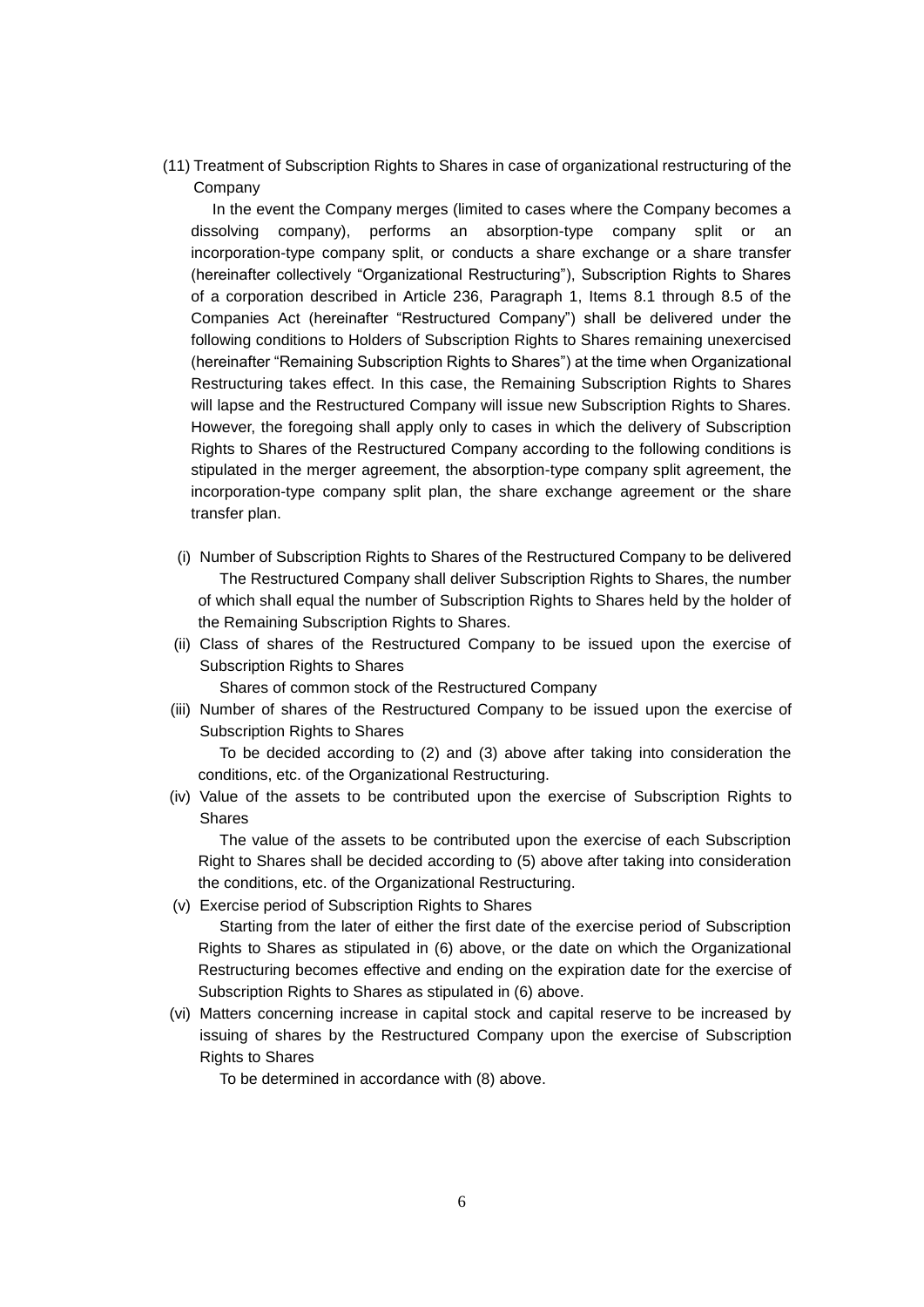(11) Treatment of Subscription Rights to Shares in case of organizational restructuring of the Company

In the event the Company merges (limited to cases where the Company becomes a dissolving company), performs an absorption-type company split or an incorporation-type company split, or conducts a share exchange or a share transfer (hereinafter collectively "Organizational Restructuring"), Subscription Rights to Shares of a corporation described in Article 236, Paragraph 1, Items 8.1 through 8.5 of the Companies Act (hereinafter "Restructured Company") shall be delivered under the following conditions to Holders of Subscription Rights to Shares remaining unexercised (hereinafter "Remaining Subscription Rights to Shares") at the time when Organizational Restructuring takes effect. In this case, the Remaining Subscription Rights to Shares will lapse and the Restructured Company will issue new Subscription Rights to Shares. However, the foregoing shall apply only to cases in which the delivery of Subscription Rights to Shares of the Restructured Company according to the following conditions is stipulated in the merger agreement, the absorption-type company split agreement, the incorporation-type company split plan, the share exchange agreement or the share transfer plan.

(i) Number of Subscription Rights to Shares of the Restructured Company to be delivered

The Restructured Company shall deliver Subscription Rights to Shares, the number of which shall equal the number of Subscription Rights to Shares held by the holder of the Remaining Subscription Rights to Shares.

(ii) Class of shares of the Restructured Company to be issued upon the exercise of Subscription Rights to Shares

Shares of common stock of the Restructured Company

(iii) Number of shares of the Restructured Company to be issued upon the exercise of Subscription Rights to Shares

To be decided according to (2) and (3) above after taking into consideration the conditions, etc. of the Organizational Restructuring.

(iv) Value of the assets to be contributed upon the exercise of Subscription Rights to Shares

The value of the assets to be contributed upon the exercise of each Subscription Right to Shares shall be decided according to (5) above after taking into consideration the conditions, etc. of the Organizational Restructuring.

(v) Exercise period of Subscription Rights to Shares

Starting from the later of either the first date of the exercise period of Subscription Rights to Shares as stipulated in (6) above, or the date on which the Organizational Restructuring becomes effective and ending on the expiration date for the exercise of Subscription Rights to Shares as stipulated in (6) above.

(vi) Matters concerning increase in capital stock and capital reserve to be increased by issuing of shares by the Restructured Company upon the exercise of Subscription Rights to Shares

To be determined in accordance with (8) above.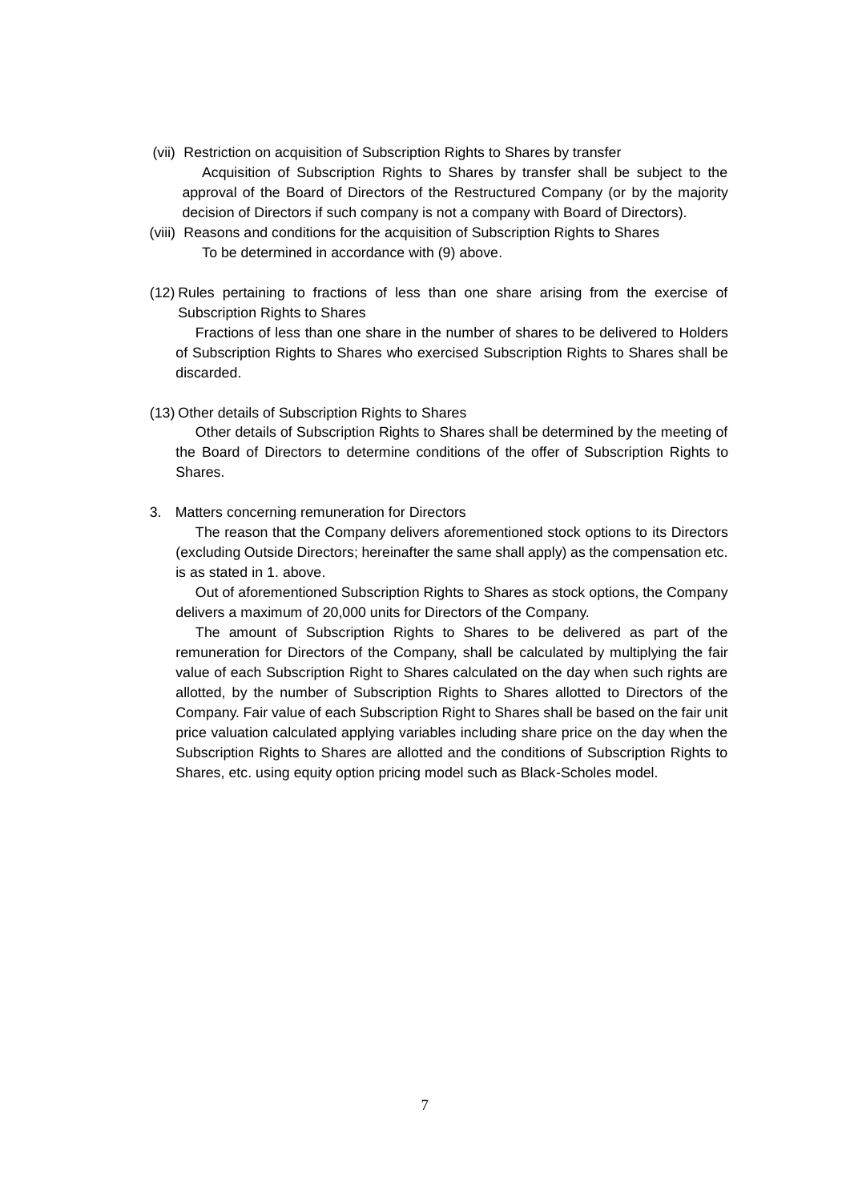(vii) Restriction on acquisition of Subscription Rights to Shares by transfer

Acquisition of Subscription Rights to Shares by transfer shall be subject to the approval of the Board of Directors of the Restructured Company (or by the majority decision of Directors if such company is not a company with Board of Directors).

(viii) Reasons and conditions for the acquisition of Subscription Rights to Shares

To be determined in accordance with (9) above.

(12) Rules pertaining to fractions of less than one share arising from the exercise of Subscription Rights to Shares

Fractions of less than one share in the number of shares to be delivered to Holders of Subscription Rights to Shares who exercised Subscription Rights to Shares shall be discarded.

(13) Other details of Subscription Rights to Shares

Other details of Subscription Rights to Shares shall be determined by the meeting of the Board of Directors to determine conditions of the offer of Subscription Rights to Shares.

3. Matters concerning remuneration for Directors

The reason that the Company delivers aforementioned stock options to its Directors (excluding Outside Directors; hereinafter the same shall apply) as the compensation etc. is as stated in 1. above.

Out of aforementioned Subscription Rights to Shares as stock options, the Company delivers a maximum of 20,000 units for Directors of the Company.

The amount of Subscription Rights to Shares to be delivered as part of the remuneration for Directors of the Company, shall be calculated by multiplying the fair value of each Subscription Right to Shares calculated on the day when such rights are allotted, by the number of Subscription Rights to Shares allotted to Directors of the Company. Fair value of each Subscription Right to Shares shall be based on the fair unit price valuation calculated applying variables including share price on the day when the Subscription Rights to Shares are allotted and the conditions of Subscription Rights to Shares, etc. using equity option pricing model such as Black-Scholes model.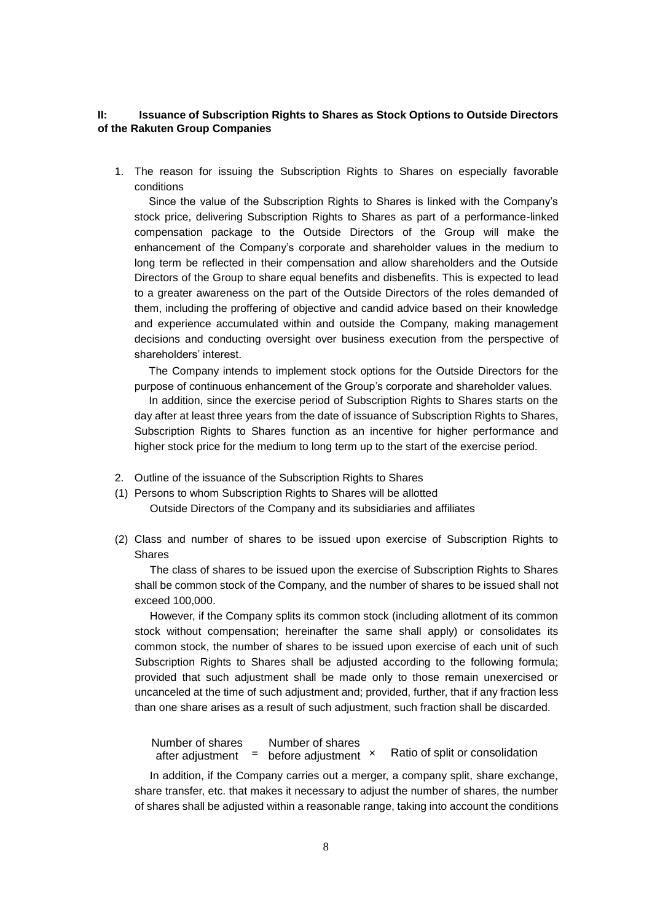**II: Issuance of Subscription Rights to Shares as Stock Options to Outside Directors of the Rakuten Group Companies**

1. The reason for issuing the Subscription Rights to Shares on especially favorable conditions

   Since the value of the Subscription Rights to Shares is linked with the Company's stock price, delivering Subscription Rights to Shares as part of a performance-linked compensation package to the Outside Directors of the Group will make the enhancement of the Company's corporate and shareholder values in the medium to long term be reflected in their compensation and allow shareholders and the Outside Directors of the Group to share equal benefits and disbenefits. This is expected to lead to a greater awareness on the part of the Outside Directors of the roles demanded of them, including the proffering of objective and candid advice based on their knowledge and experience accumulated within and outside the Company, making management decisions and conducting oversight over business execution from the perspective of shareholders' interest.

   The Company intends to implement stock options for the Outside Directors for the purpose of continuous enhancement of the Group's corporate and shareholder values.

   In addition, since the exercise period of Subscription Rights to Shares starts on the day after at least three years from the date of issuance of Subscription Rights to Shares, Subscription Rights to Shares function as an incentive for higher performance and higher stock price for the medium to long term up to the start of the exercise period.

2. Outline of the issuance of the Subscription Rights to Shares

(1) Persons to whom Subscription Rights to Shares will be allotted

   Outside Directors of the Company and its subsidiaries and affiliates

(2) Class and number of shares to be issued upon exercise of Subscription Rights to Shares

   The class of shares to be issued upon the exercise of Subscription Rights to Shares shall be common stock of the Company, and the number of shares to be issued shall not exceed 100,000.

   However, if the Company splits its common stock (including allotment of its common stock without compensation; hereinafter the same shall apply) or consolidates its common stock, the number of shares to be issued upon exercise of each unit of such Subscription Rights to Shares shall be adjusted according to the following formula; provided that such adjustment shall be made only to those remain unexercised or uncanceled at the time of such adjustment and; provided, further, that if any fraction less than one share arises as a result of such adjustment, such fraction shall be discarded.

$$\text{Number of shares after adjustment} = \text{Number of shares before adjustment} \times \text{Ratio of split or consolidation}$$

   In addition, if the Company carries out a merger, a company split, share exchange, share transfer, etc. that makes it necessary to adjust the number of shares, the number of shares shall be adjusted within a reasonable range, taking into account the conditions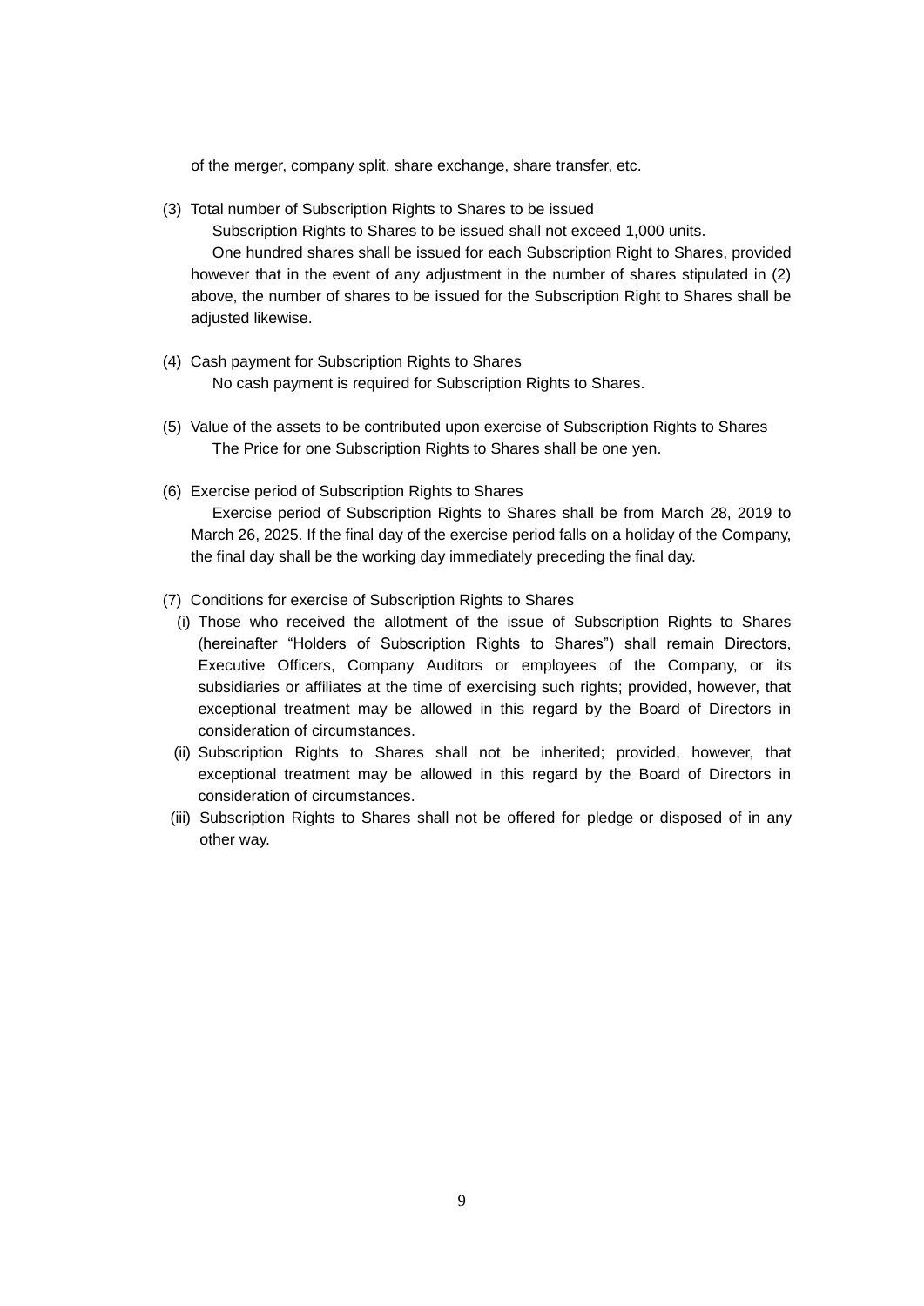of the merger, company split, share exchange, share transfer, etc.

(3) Total number of Subscription Rights to Shares to be issued

Subscription Rights to Shares to be issued shall not exceed 1,000 units.

One hundred shares shall be issued for each Subscription Right to Shares, provided however that in the event of any adjustment in the number of shares stipulated in (2) above, the number of shares to be issued for the Subscription Right to Shares shall be adjusted likewise.

(4) Cash payment for Subscription Rights to Shares

No cash payment is required for Subscription Rights to Shares.

(5) Value of the assets to be contributed upon exercise of Subscription Rights to Shares

The Price for one Subscription Rights to Shares shall be one yen.

(6) Exercise period of Subscription Rights to Shares

Exercise period of Subscription Rights to Shares shall be from March 28, 2019 to March 26, 2025. If the final day of the exercise period falls on a holiday of the Company, the final day shall be the working day immediately preceding the final day.

(7) Conditions for exercise of Subscription Rights to Shares

(i) Those who received the allotment of the issue of Subscription Rights to Shares (hereinafter "Holders of Subscription Rights to Shares") shall remain Directors, Executive Officers, Company Auditors or employees of the Company, or its subsidiaries or affiliates at the time of exercising such rights; provided, however, that exceptional treatment may be allowed in this regard by the Board of Directors in consideration of circumstances.

(ii) Subscription Rights to Shares shall not be inherited; provided, however, that exceptional treatment may be allowed in this regard by the Board of Directors in consideration of circumstances.

(iii) Subscription Rights to Shares shall not be offered for pledge or disposed of in any other way.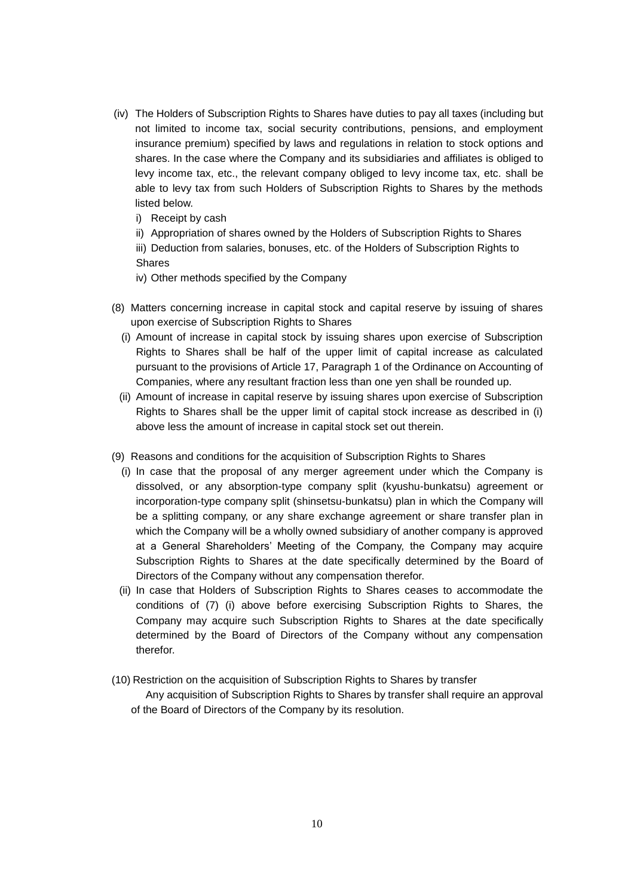(iv) The Holders of Subscription Rights to Shares have duties to pay all taxes (including but not limited to income tax, social security contributions, pensions, and employment insurance premium) specified by laws and regulations in relation to stock options and shares. In the case where the Company and its subsidiaries and affiliates is obliged to levy income tax, etc., the relevant company obliged to levy income tax, etc. shall be able to levy tax from such Holders of Subscription Rights to Shares by the methods listed below.

i) Receipt by cash

ii) Appropriation of shares owned by the Holders of Subscription Rights to Shares

iii) Deduction from salaries, bonuses, etc. of the Holders of Subscription Rights to Shares

iv) Other methods specified by the Company

(8) Matters concerning increase in capital stock and capital reserve by issuing of shares upon exercise of Subscription Rights to Shares

(i) Amount of increase in capital stock by issuing shares upon exercise of Subscription Rights to Shares shall be half of the upper limit of capital increase as calculated pursuant to the provisions of Article 17, Paragraph 1 of the Ordinance on Accounting of Companies, where any resultant fraction less than one yen shall be rounded up.

(ii) Amount of increase in capital reserve by issuing shares upon exercise of Subscription Rights to Shares shall be the upper limit of capital stock increase as described in (i) above less the amount of increase in capital stock set out therein.

(9) Reasons and conditions for the acquisition of Subscription Rights to Shares

(i) In case that the proposal of any merger agreement under which the Company is dissolved, or any absorption-type company split (kyushu-bunkatsu) agreement or incorporation-type company split (shinsetsu-bunkatsu) plan in which the Company will be a splitting company, or any share exchange agreement or share transfer plan in which the Company will be a wholly owned subsidiary of another company is approved at a General Shareholders' Meeting of the Company, the Company may acquire Subscription Rights to Shares at the date specifically determined by the Board of Directors of the Company without any compensation therefor.

(ii) In case that Holders of Subscription Rights to Shares ceases to accommodate the conditions of (7) (i) above before exercising Subscription Rights to Shares, the Company may acquire such Subscription Rights to Shares at the date specifically determined by the Board of Directors of the Company without any compensation therefor.

(10) Restriction on the acquisition of Subscription Rights to Shares by transfer

Any acquisition of Subscription Rights to Shares by transfer shall require an approval of the Board of Directors of the Company by its resolution.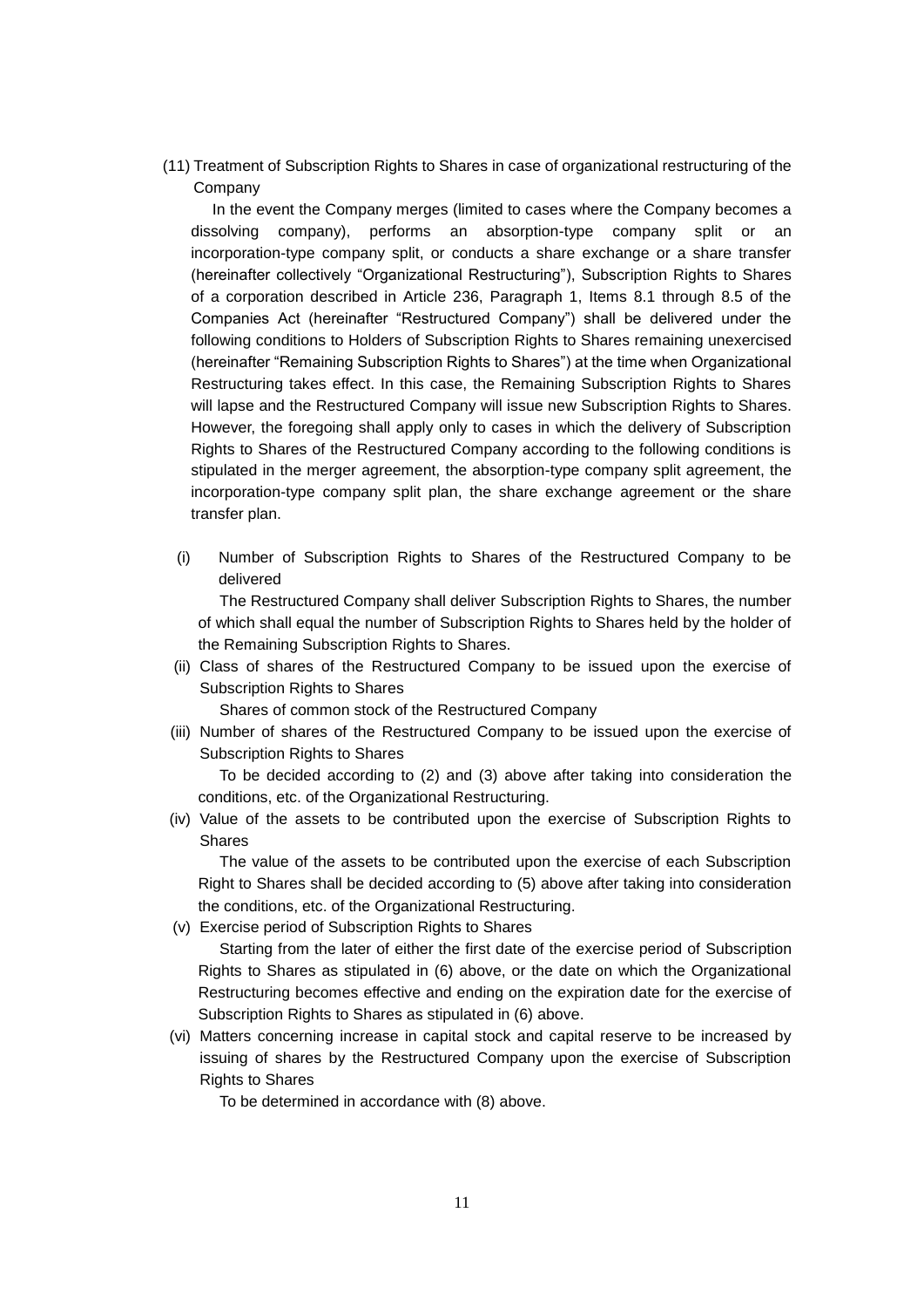(11) Treatment of Subscription Rights to Shares in case of organizational restructuring of the Company

In the event the Company merges (limited to cases where the Company becomes a dissolving company), performs an absorption-type company split or an incorporation-type company split, or conducts a share exchange or a share transfer (hereinafter collectively "Organizational Restructuring"), Subscription Rights to Shares of a corporation described in Article 236, Paragraph 1, Items 8.1 through 8.5 of the Companies Act (hereinafter "Restructured Company") shall be delivered under the following conditions to Holders of Subscription Rights to Shares remaining unexercised (hereinafter "Remaining Subscription Rights to Shares") at the time when Organizational Restructuring takes effect. In this case, the Remaining Subscription Rights to Shares will lapse and the Restructured Company will issue new Subscription Rights to Shares. However, the foregoing shall apply only to cases in which the delivery of Subscription Rights to Shares of the Restructured Company according to the following conditions is stipulated in the merger agreement, the absorption-type company split agreement, the incorporation-type company split plan, the share exchange agreement or the share transfer plan.

(i) Number of Subscription Rights to Shares of the Restructured Company to be delivered

The Restructured Company shall deliver Subscription Rights to Shares, the number of which shall equal the number of Subscription Rights to Shares held by the holder of the Remaining Subscription Rights to Shares.

(ii) Class of shares of the Restructured Company to be issued upon the exercise of Subscription Rights to Shares

Shares of common stock of the Restructured Company

(iii) Number of shares of the Restructured Company to be issued upon the exercise of Subscription Rights to Shares

To be decided according to (2) and (3) above after taking into consideration the conditions, etc. of the Organizational Restructuring.

(iv) Value of the assets to be contributed upon the exercise of Subscription Rights to Shares

The value of the assets to be contributed upon the exercise of each Subscription Right to Shares shall be decided according to (5) above after taking into consideration the conditions, etc. of the Organizational Restructuring.

(v) Exercise period of Subscription Rights to Shares

Starting from the later of either the first date of the exercise period of Subscription Rights to Shares as stipulated in (6) above, or the date on which the Organizational Restructuring becomes effective and ending on the expiration date for the exercise of Subscription Rights to Shares as stipulated in (6) above.

(vi) Matters concerning increase in capital stock and capital reserve to be increased by issuing of shares by the Restructured Company upon the exercise of Subscription Rights to Shares

To be determined in accordance with (8) above.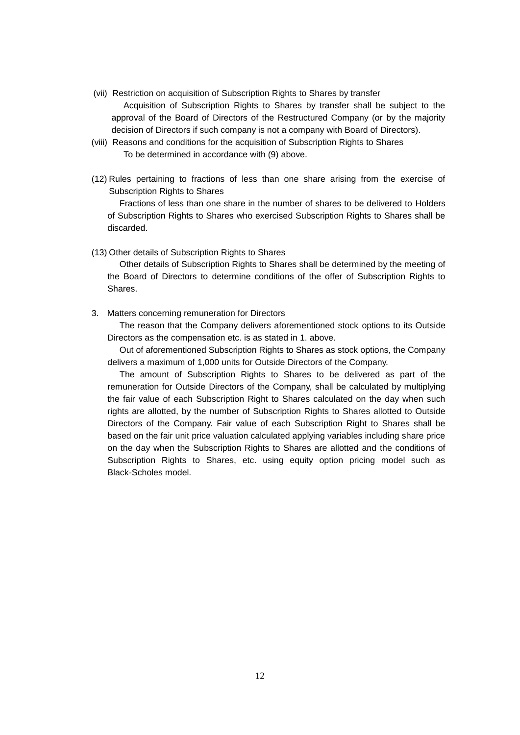(vii) Restriction on acquisition of Subscription Rights to Shares by transfer

Acquisition of Subscription Rights to Shares by transfer shall be subject to the approval of the Board of Directors of the Restructured Company (or by the majority decision of Directors if such company is not a company with Board of Directors).

(viii) Reasons and conditions for the acquisition of Subscription Rights to Shares

To be determined in accordance with (9) above.

(12) Rules pertaining to fractions of less than one share arising from the exercise of Subscription Rights to Shares

Fractions of less than one share in the number of shares to be delivered to Holders of Subscription Rights to Shares who exercised Subscription Rights to Shares shall be discarded.

(13) Other details of Subscription Rights to Shares

Other details of Subscription Rights to Shares shall be determined by the meeting of the Board of Directors to determine conditions of the offer of Subscription Rights to Shares.

3. Matters concerning remuneration for Directors

The reason that the Company delivers aforementioned stock options to its Outside Directors as the compensation etc. is as stated in 1. above.

Out of aforementioned Subscription Rights to Shares as stock options, the Company delivers a maximum of 1,000 units for Outside Directors of the Company.

The amount of Subscription Rights to Shares to be delivered as part of the remuneration for Outside Directors of the Company, shall be calculated by multiplying the fair value of each Subscription Right to Shares calculated on the day when such rights are allotted, by the number of Subscription Rights to Shares allotted to Outside Directors of the Company. Fair value of each Subscription Right to Shares shall be based on the fair unit price valuation calculated applying variables including share price on the day when the Subscription Rights to Shares are allotted and the conditions of Subscription Rights to Shares, etc. using equity option pricing model such as Black-Scholes model.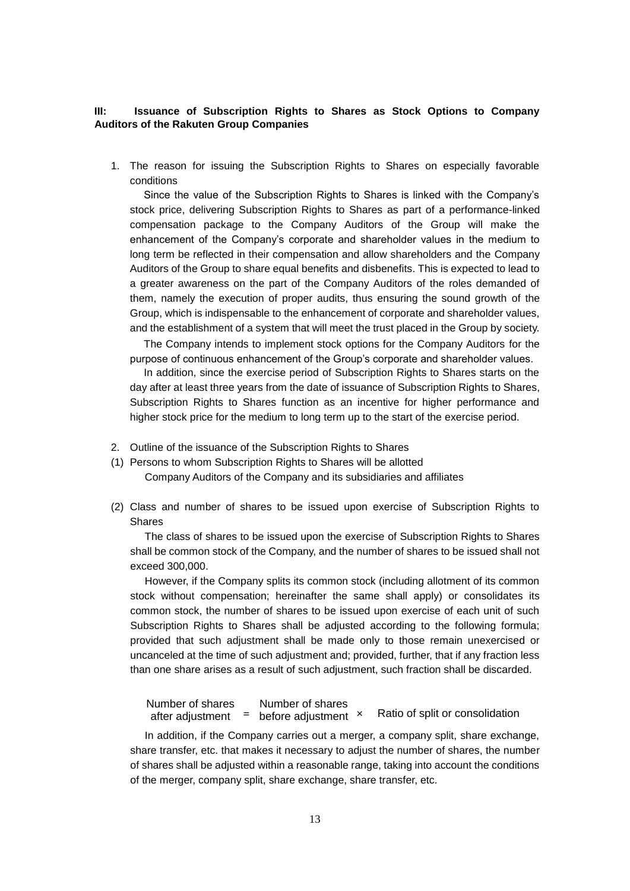**III: Issuance of Subscription Rights to Shares as Stock Options to Company Auditors of the Rakuten Group Companies**

1. The reason for issuing the Subscription Rights to Shares on especially favorable conditions

   Since the value of the Subscription Rights to Shares is linked with the Company's stock price, delivering Subscription Rights to Shares as part of a performance-linked compensation package to the Company Auditors of the Group will make the enhancement of the Company's corporate and shareholder values in the medium to long term be reflected in their compensation and allow shareholders and the Company Auditors of the Group to share equal benefits and disbenefits. This is expected to lead to a greater awareness on the part of the Company Auditors of the roles demanded of them, namely the execution of proper audits, thus ensuring the sound growth of the Group, which is indispensable to the enhancement of corporate and shareholder values, and the establishment of a system that will meet the trust placed in the Group by society.

   The Company intends to implement stock options for the Company Auditors for the purpose of continuous enhancement of the Group's corporate and shareholder values.

   In addition, since the exercise period of Subscription Rights to Shares starts on the day after at least three years from the date of issuance of Subscription Rights to Shares, Subscription Rights to Shares function as an incentive for higher performance and higher stock price for the medium to long term up to the start of the exercise period.

2. Outline of the issuance of the Subscription Rights to Shares

(1) Persons to whom Subscription Rights to Shares will be allotted

   Company Auditors of the Company and its subsidiaries and affiliates

(2) Class and number of shares to be issued upon exercise of Subscription Rights to Shares

   The class of shares to be issued upon the exercise of Subscription Rights to Shares shall be common stock of the Company, and the number of shares to be issued shall not exceed 300,000.

   However, if the Company splits its common stock (including allotment of its common stock without compensation; hereinafter the same shall apply) or consolidates its common stock, the number of shares to be issued upon exercise of each unit of such Subscription Rights to Shares shall be adjusted according to the following formula; provided that such adjustment shall be made only to those remain unexercised or uncanceled at the time of such adjustment and; provided, further, that if any fraction less than one share arises as a result of such adjustment, such fraction shall be discarded.

$$\text{Number of shares after adjustment} = \text{Number of shares before adjustment} \times \text{Ratio of split or consolidation}$$

   In addition, if the Company carries out a merger, a company split, share exchange, share transfer, etc. that makes it necessary to adjust the number of shares, the number of shares shall be adjusted within a reasonable range, taking into account the conditions of the merger, company split, share exchange, share transfer, etc.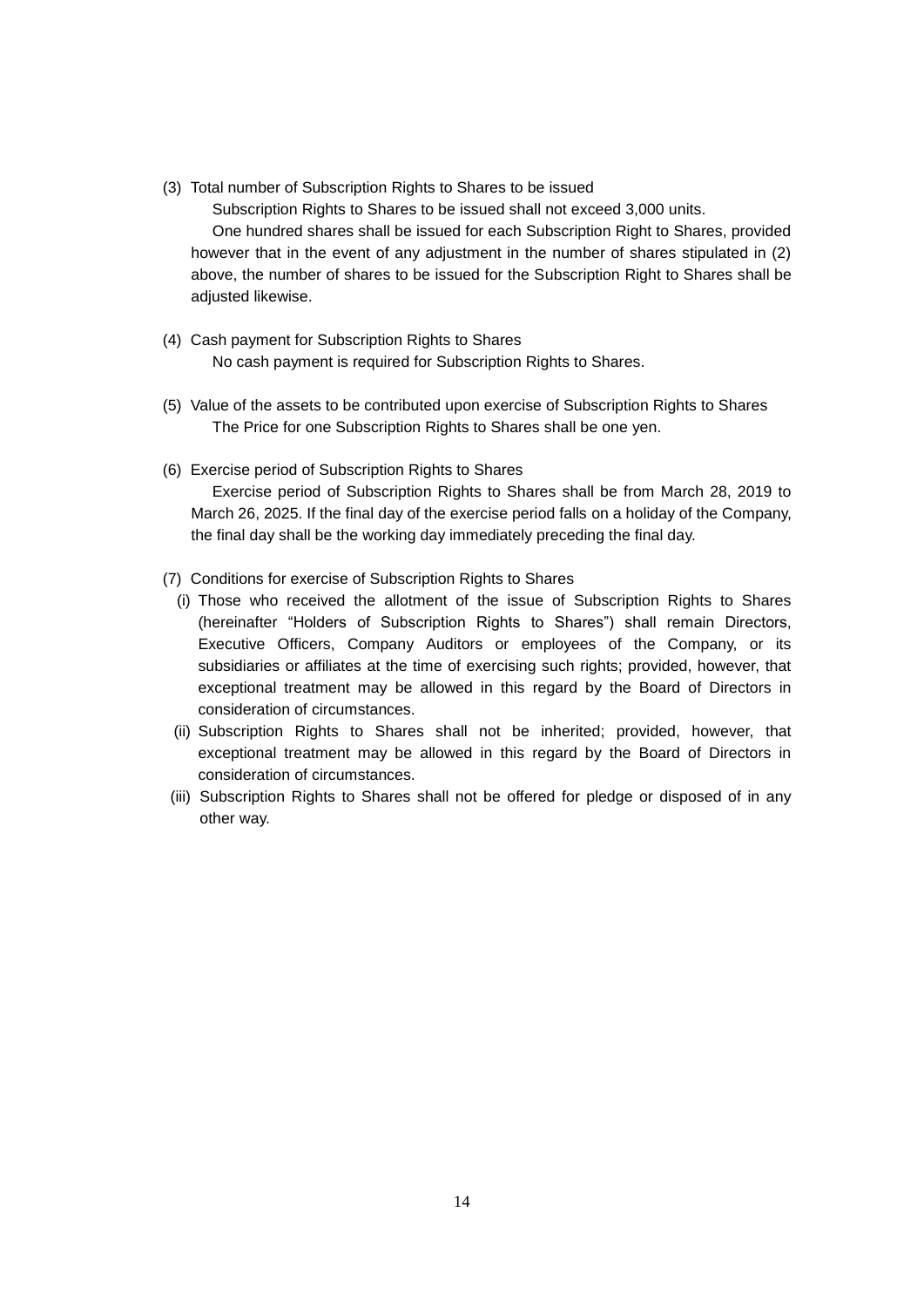(3) Total number of Subscription Rights to Shares to be issued

Subscription Rights to Shares to be issued shall not exceed 3,000 units.

One hundred shares shall be issued for each Subscription Right to Shares, provided however that in the event of any adjustment in the number of shares stipulated in (2) above, the number of shares to be issued for the Subscription Right to Shares shall be adjusted likewise.

(4) Cash payment for Subscription Rights to Shares

No cash payment is required for Subscription Rights to Shares.

(5) Value of the assets to be contributed upon exercise of Subscription Rights to Shares

The Price for one Subscription Rights to Shares shall be one yen.

(6) Exercise period of Subscription Rights to Shares

Exercise period of Subscription Rights to Shares shall be from March 28, 2019 to March 26, 2025. If the final day of the exercise period falls on a holiday of the Company, the final day shall be the working day immediately preceding the final day.

(7) Conditions for exercise of Subscription Rights to Shares

(i) Those who received the allotment of the issue of Subscription Rights to Shares (hereinafter “Holders of Subscription Rights to Shares”) shall remain Directors, Executive Officers, Company Auditors or employees of the Company, or its subsidiaries or affiliates at the time of exercising such rights; provided, however, that exceptional treatment may be allowed in this regard by the Board of Directors in consideration of circumstances.

(ii) Subscription Rights to Shares shall not be inherited; provided, however, that exceptional treatment may be allowed in this regard by the Board of Directors in consideration of circumstances.

(iii) Subscription Rights to Shares shall not be offered for pledge or disposed of in any other way.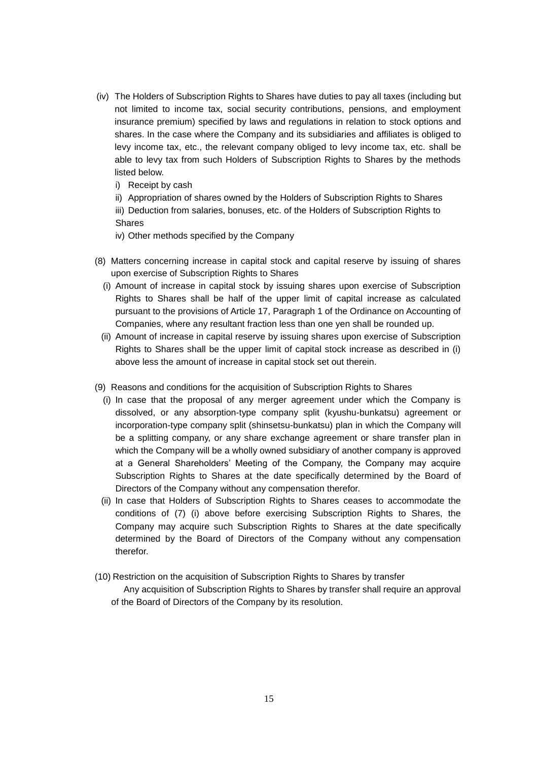(iv) The Holders of Subscription Rights to Shares have duties to pay all taxes (including but not limited to income tax, social security contributions, pensions, and employment insurance premium) specified by laws and regulations in relation to stock options and shares. In the case where the Company and its subsidiaries and affiliates is obliged to levy income tax, etc., the relevant company obliged to levy income tax, etc. shall be able to levy tax from such Holders of Subscription Rights to Shares by the methods listed below.

i) Receipt by cash

ii) Appropriation of shares owned by the Holders of Subscription Rights to Shares

iii) Deduction from salaries, bonuses, etc. of the Holders of Subscription Rights to Shares

iv) Other methods specified by the Company

(8) Matters concerning increase in capital stock and capital reserve by issuing of shares upon exercise of Subscription Rights to Shares

(i) Amount of increase in capital stock by issuing shares upon exercise of Subscription Rights to Shares shall be half of the upper limit of capital increase as calculated pursuant to the provisions of Article 17, Paragraph 1 of the Ordinance on Accounting of Companies, where any resultant fraction less than one yen shall be rounded up.

(ii) Amount of increase in capital reserve by issuing shares upon exercise of Subscription Rights to Shares shall be the upper limit of capital stock increase as described in (i) above less the amount of increase in capital stock set out therein.

(9) Reasons and conditions for the acquisition of Subscription Rights to Shares

(i) In case that the proposal of any merger agreement under which the Company is dissolved, or any absorption-type company split (kyushu-bunkatsu) agreement or incorporation-type company split (shinsetsu-bunkatsu) plan in which the Company will be a splitting company, or any share exchange agreement or share transfer plan in which the Company will be a wholly owned subsidiary of another company is approved at a General Shareholders' Meeting of the Company, the Company may acquire Subscription Rights to Shares at the date specifically determined by the Board of Directors of the Company without any compensation therefor.

(ii) In case that Holders of Subscription Rights to Shares ceases to accommodate the conditions of (7) (i) above before exercising Subscription Rights to Shares, the Company may acquire such Subscription Rights to Shares at the date specifically determined by the Board of Directors of the Company without any compensation therefor.

(10) Restriction on the acquisition of Subscription Rights to Shares by transfer

Any acquisition of Subscription Rights to Shares by transfer shall require an approval of the Board of Directors of the Company by its resolution.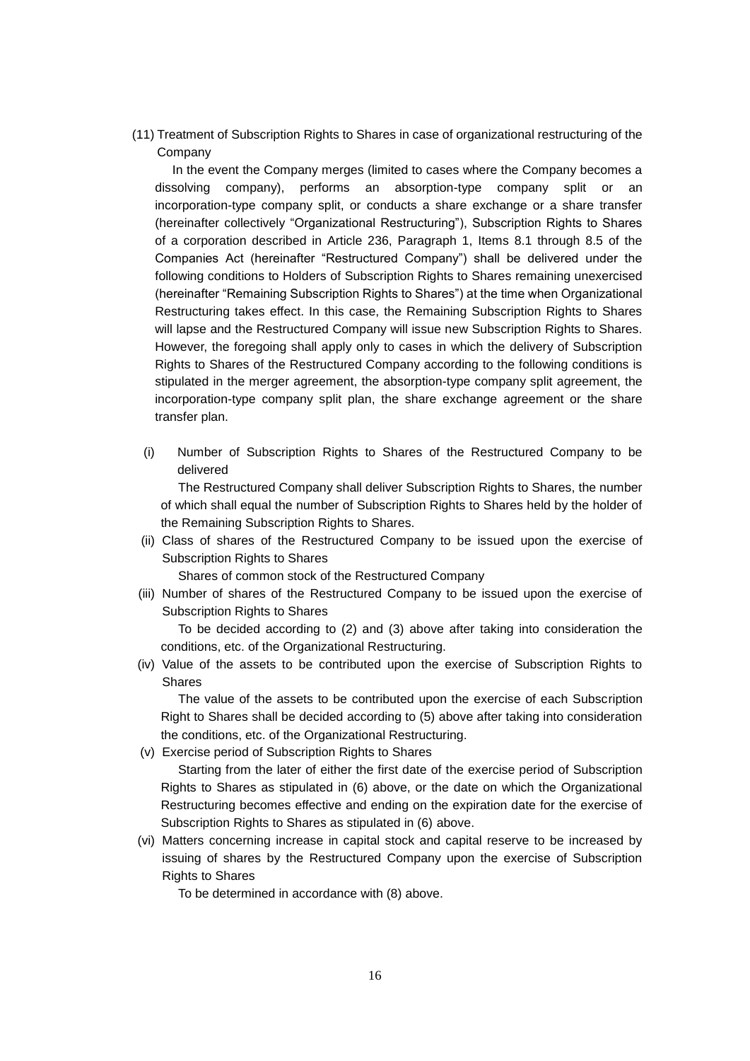(11) Treatment of Subscription Rights to Shares in case of organizational restructuring of the Company

In the event the Company merges (limited to cases where the Company becomes a dissolving company), performs an absorption-type company split or an incorporation-type company split, or conducts a share exchange or a share transfer (hereinafter collectively "Organizational Restructuring"), Subscription Rights to Shares of a corporation described in Article 236, Paragraph 1, Items 8.1 through 8.5 of the Companies Act (hereinafter "Restructured Company") shall be delivered under the following conditions to Holders of Subscription Rights to Shares remaining unexercised (hereinafter "Remaining Subscription Rights to Shares") at the time when Organizational Restructuring takes effect. In this case, the Remaining Subscription Rights to Shares will lapse and the Restructured Company will issue new Subscription Rights to Shares. However, the foregoing shall apply only to cases in which the delivery of Subscription Rights to Shares of the Restructured Company according to the following conditions is stipulated in the merger agreement, the absorption-type company split agreement, the incorporation-type company split plan, the share exchange agreement or the share transfer plan.

(i) Number of Subscription Rights to Shares of the Restructured Company to be delivered

The Restructured Company shall deliver Subscription Rights to Shares, the number of which shall equal the number of Subscription Rights to Shares held by the holder of the Remaining Subscription Rights to Shares.

(ii) Class of shares of the Restructured Company to be issued upon the exercise of Subscription Rights to Shares

Shares of common stock of the Restructured Company

(iii) Number of shares of the Restructured Company to be issued upon the exercise of Subscription Rights to Shares

To be decided according to (2) and (3) above after taking into consideration the conditions, etc. of the Organizational Restructuring.

(iv) Value of the assets to be contributed upon the exercise of Subscription Rights to Shares

The value of the assets to be contributed upon the exercise of each Subscription Right to Shares shall be decided according to (5) above after taking into consideration the conditions, etc. of the Organizational Restructuring.

(v) Exercise period of Subscription Rights to Shares

Starting from the later of either the first date of the exercise period of Subscription Rights to Shares as stipulated in (6) above, or the date on which the Organizational Restructuring becomes effective and ending on the expiration date for the exercise of Subscription Rights to Shares as stipulated in (6) above.

(vi) Matters concerning increase in capital stock and capital reserve to be increased by issuing of shares by the Restructured Company upon the exercise of Subscription Rights to Shares

To be determined in accordance with (8) above.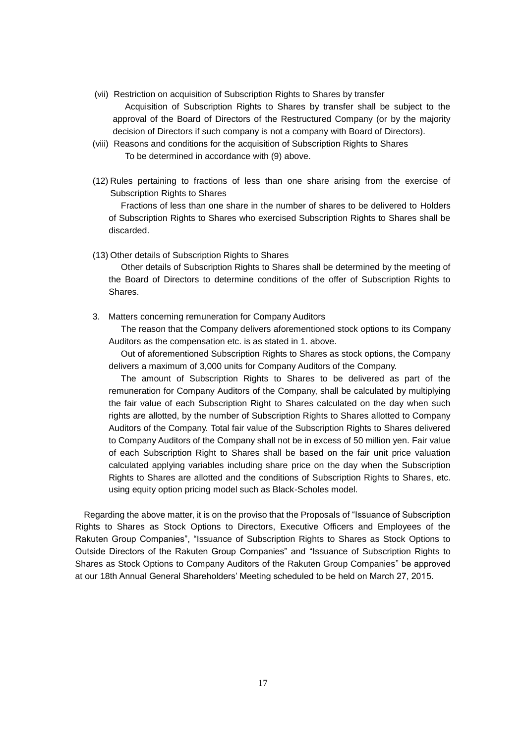(vii) Restriction on acquisition of Subscription Rights to Shares by transfer

Acquisition of Subscription Rights to Shares by transfer shall be subject to the approval of the Board of Directors of the Restructured Company (or by the majority decision of Directors if such company is not a company with Board of Directors).

(viii) Reasons and conditions for the acquisition of Subscription Rights to Shares

To be determined in accordance with (9) above.

(12) Rules pertaining to fractions of less than one share arising from the exercise of Subscription Rights to Shares

Fractions of less than one share in the number of shares to be delivered to Holders of Subscription Rights to Shares who exercised Subscription Rights to Shares shall be discarded.

(13) Other details of Subscription Rights to Shares

Other details of Subscription Rights to Shares shall be determined by the meeting of the Board of Directors to determine conditions of the offer of Subscription Rights to Shares.

3. Matters concerning remuneration for Company Auditors

The reason that the Company delivers aforementioned stock options to its Company Auditors as the compensation etc. is as stated in 1. above.

Out of aforementioned Subscription Rights to Shares as stock options, the Company delivers a maximum of 3,000 units for Company Auditors of the Company.

The amount of Subscription Rights to Shares to be delivered as part of the remuneration for Company Auditors of the Company, shall be calculated by multiplying the fair value of each Subscription Right to Shares calculated on the day when such rights are allotted, by the number of Subscription Rights to Shares allotted to Company Auditors of the Company. Total fair value of the Subscription Rights to Shares delivered to Company Auditors of the Company shall not be in excess of 50 million yen. Fair value of each Subscription Right to Shares shall be based on the fair unit price valuation calculated applying variables including share price on the day when the Subscription Rights to Shares are allotted and the conditions of Subscription Rights to Shares, etc. using equity option pricing model such as Black-Scholes model.

Regarding the above matter, it is on the proviso that the Proposals of "Issuance of Subscription Rights to Shares as Stock Options to Directors, Executive Officers and Employees of the Rakuten Group Companies", "Issuance of Subscription Rights to Shares as Stock Options to Outside Directors of the Rakuten Group Companies" and "Issuance of Subscription Rights to Shares as Stock Options to Company Auditors of the Rakuten Group Companies" be approved at our 18th Annual General Shareholders' Meeting scheduled to be held on March 27, 2015.